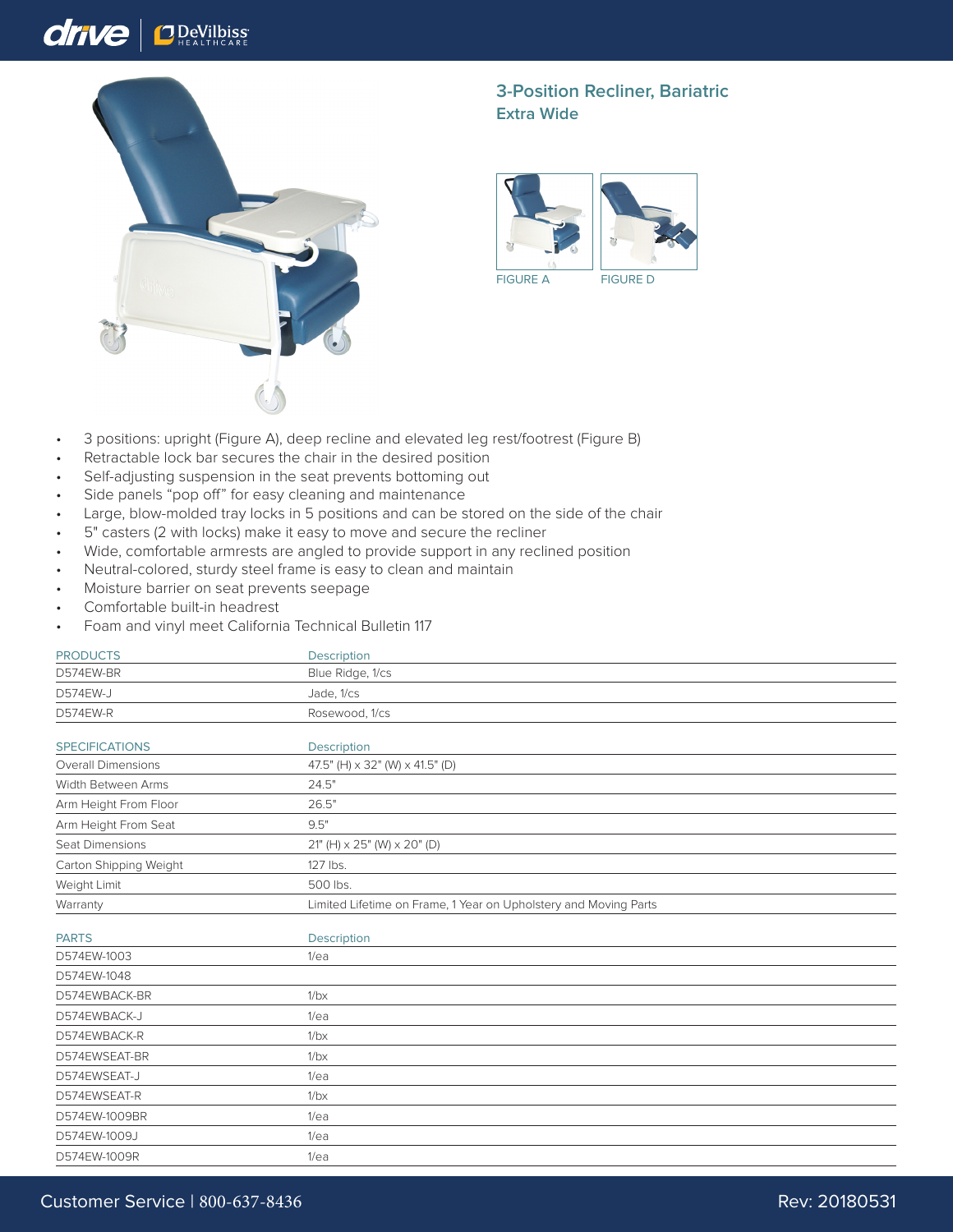# 3-Position Recliner, Bariatric
## Extra Wide

FIGURE A

FIGURE D

- 3 positions: upright (Figure A), deep recline and elevated leg rest/footrest (Figure B)
- Retractable lock bar secures the chair in the desired position
- Self-adjusting suspension in the seat prevents bottoming out
- Side panels "pop off" for easy cleaning and maintenance
- Large, blow-molded tray locks in 5 positions and can be stored on the side of the chair
- 5" casters (2 with locks) make it easy to move and secure the recliner
- Wide, comfortable armrests are angled to provide support in any reclined position
- Neutral-colored, sturdy steel frame is easy to clean and maintain
- Moisture barrier on seat prevents seepage
- Comfortable built-in headrest
- Foam and vinyl meet California Technical Bulletin 117

| PRODUCTS | Description |
|---|---|
| D574EW-BR | Blue Ridge, 1/cs |
| D574EW-J | Jade, 1/cs |
| D574EW-R | Rosewood, 1/cs |

| SPECIFICATIONS | Description |
|---|---|
| Overall Dimensions | 47.5" (H) x 32" (W) x 41.5" (D) |
| Width Between Arms | 24.5" |
| Arm Height From Floor | 26.5" |
| Arm Height From Seat | 9.5" |
| Seat Dimensions | 21" (H) x 25" (W) x 20" (D) |
| Carton Shipping Weight | 127 lbs. |
| Weight Limit | 500 lbs. |
| Warranty | Limited Lifetime on Frame, 1 Year on Upholstery and Moving Parts |

| PARTS | Description |
|---|---|
| D574EW-1003 | 1/ea |
| D574EW-1048 | |
| D574EWBACK-BR | 1/bx |
| D574EWBACK-J | 1/ea |
| D574EWBACK-R | 1/bx |
| D574EWSEAT-BR | 1/bx |
| D574EWSEAT-J | 1/ea |
| D574EWSEAT-R | 1/bx |
| D574EW-1009BR | 1/ea |
| D574EW-1009J | 1/ea |
| D574EW-1009R | 1/ea |

Customer Service | 800-637-8436

Rev: 20180531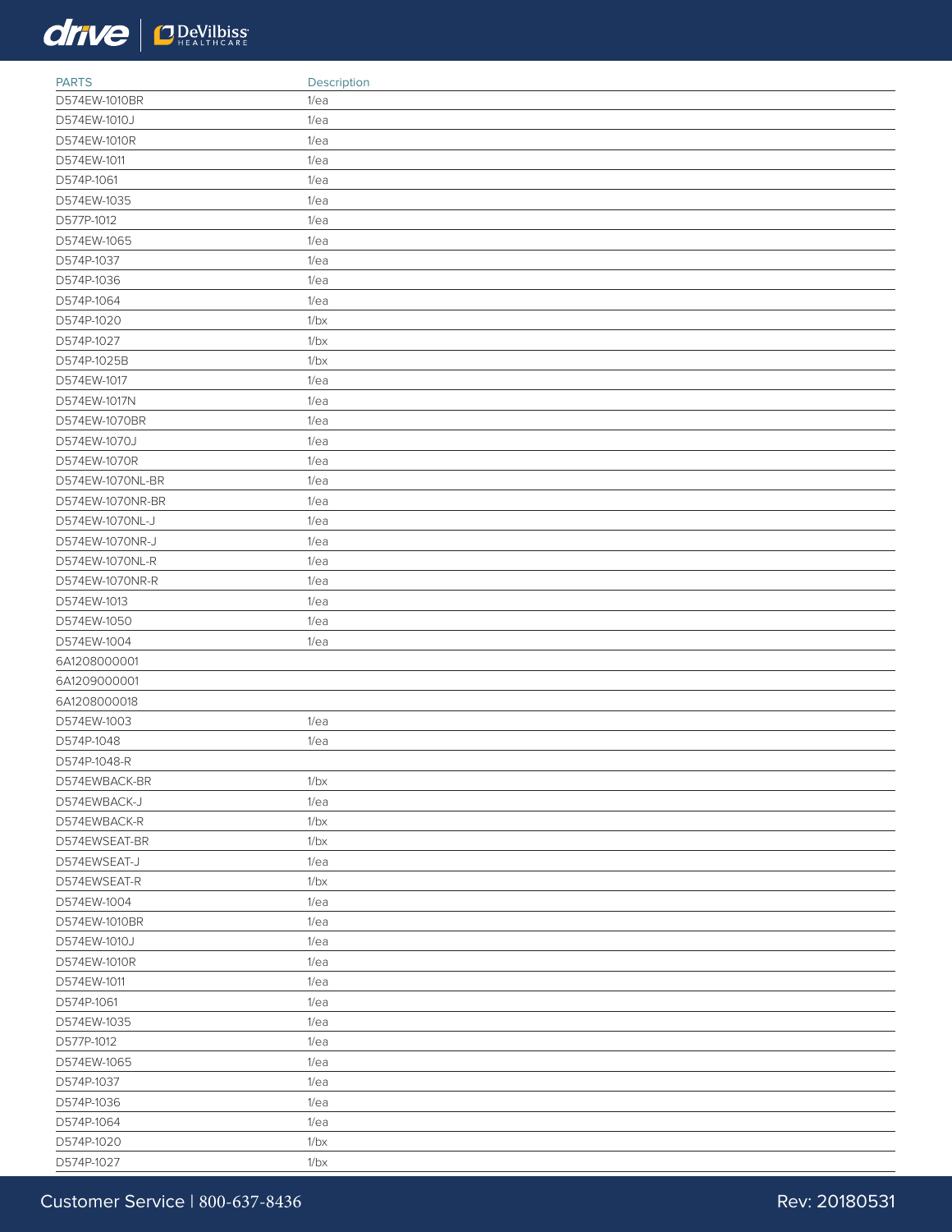| PARTS | Description |
|---|---|
| D574EW-1010BR | 1/ea |
| D574EW-1010J | 1/ea |
| D574EW-1010R | 1/ea |
| D574EW-1011 | 1/ea |
| D574P-1061 | 1/ea |
| D574EW-1035 | 1/ea |
| D577P-1012 | 1/ea |
| D574EW-1065 | 1/ea |
| D574P-1037 | 1/ea |
| D574P-1036 | 1/ea |
| D574P-1064 | 1/ea |
| D574P-1020 | 1/bx |
| D574P-1027 | 1/bx |
| D574P-1025B | 1/bx |
| D574EW-1017 | 1/ea |
| D574EW-1017N | 1/ea |
| D574EW-1070BR | 1/ea |
| D574EW-1070J | 1/ea |
| D574EW-1070R | 1/ea |
| D574EW-1070NL-BR | 1/ea |
| D574EW-1070NR-BR | 1/ea |
| D574EW-1070NL-J | 1/ea |
| D574EW-1070NR-J | 1/ea |
| D574EW-1070NL-R | 1/ea |
| D574EW-1070NR-R | 1/ea |
| D574EW-1013 | 1/ea |
| D574EW-1050 | 1/ea |
| D574EW-1004 | 1/ea |
| 6A1208000001 | |
| 6A1209000001 | |
| 6A1208000018 | |
| D574EW-1003 | 1/ea |
| D574P-1048 | 1/ea |
| D574P-1048-R | |
| D574EWBACK-BR | 1/bx |
| D574EWBACK-J | 1/ea |
| D574EWBACK-R | 1/bx |
| D574EWSEAT-BR | 1/bx |
| D574EWSEAT-J | 1/ea |
| D574EWSEAT-R | 1/bx |
| D574EW-1004 | 1/ea |
| D574EW-1010BR | 1/ea |
| D574EW-1010J | 1/ea |
| D574EW-1010R | 1/ea |
| D574EW-1011 | 1/ea |
| D574P-1061 | 1/ea |
| D574EW-1035 | 1/ea |
| D577P-1012 | 1/ea |
| D574EW-1065 | 1/ea |
| D574P-1037 | 1/ea |
| D574P-1036 | 1/ea |
| D574P-1064 | 1/ea |
| D574P-1020 | 1/bx |
| D574P-1027 | 1/bx |

Customer Service | 800-637-8436

Rev: 20180531